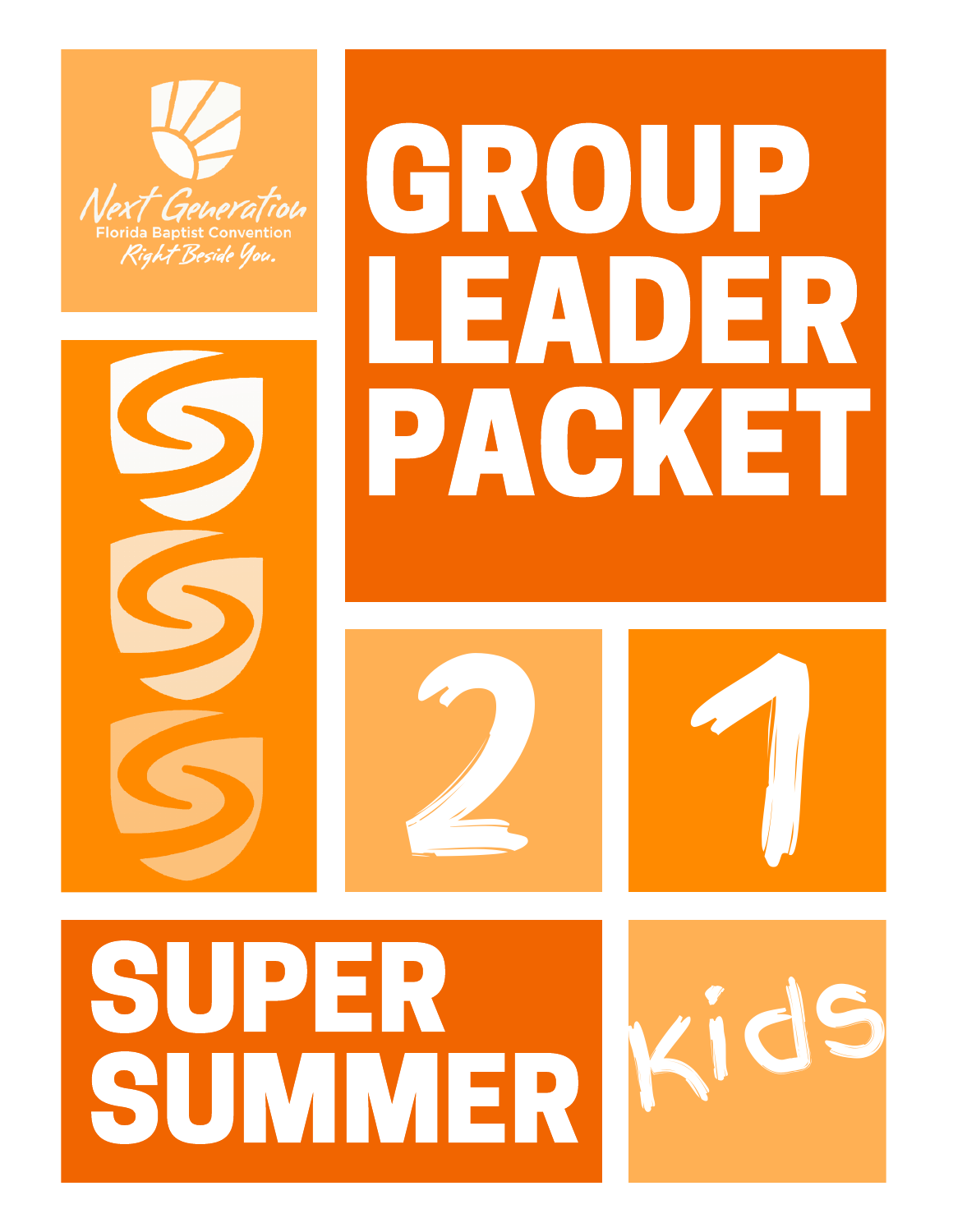Next Generation
Florida Baptist Convention
*Right Beside You.*

# GROUP LEADER PACKET

21

# SUPER SUMMER

Kids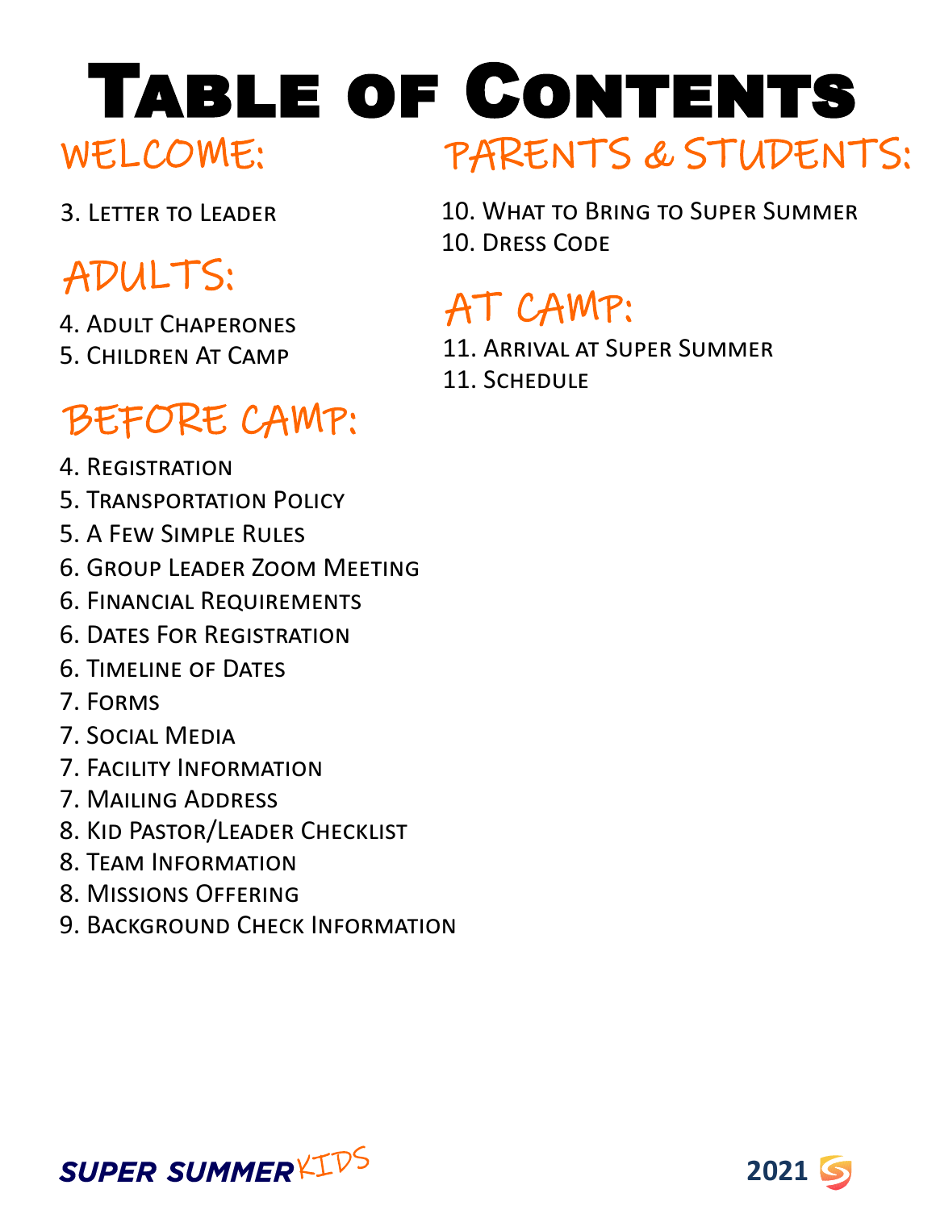# Table of Contents

## Welcome:

3. Letter to Leader

## Adults:

4. Adult Chaperones
5. Children At Camp

## Before Camp:

4. Registration
5. Transportation Policy
5. A Few Simple Rules
6. Group Leader Zoom Meeting
6. Financial Requirements
6. Dates For Registration
6. Timeline of Dates
7. Forms
7. Social Media
7. Facility Information
7. Mailing Address
8. Kid Pastor/Leader Checklist
8. Team Information
8. Missions Offering
9. Background Check Information

## Parents & Students:

10. What to Bring to Super Summer
10. Dress Code

## At Camp:

11. Arrival at Super Summer
11. Schedule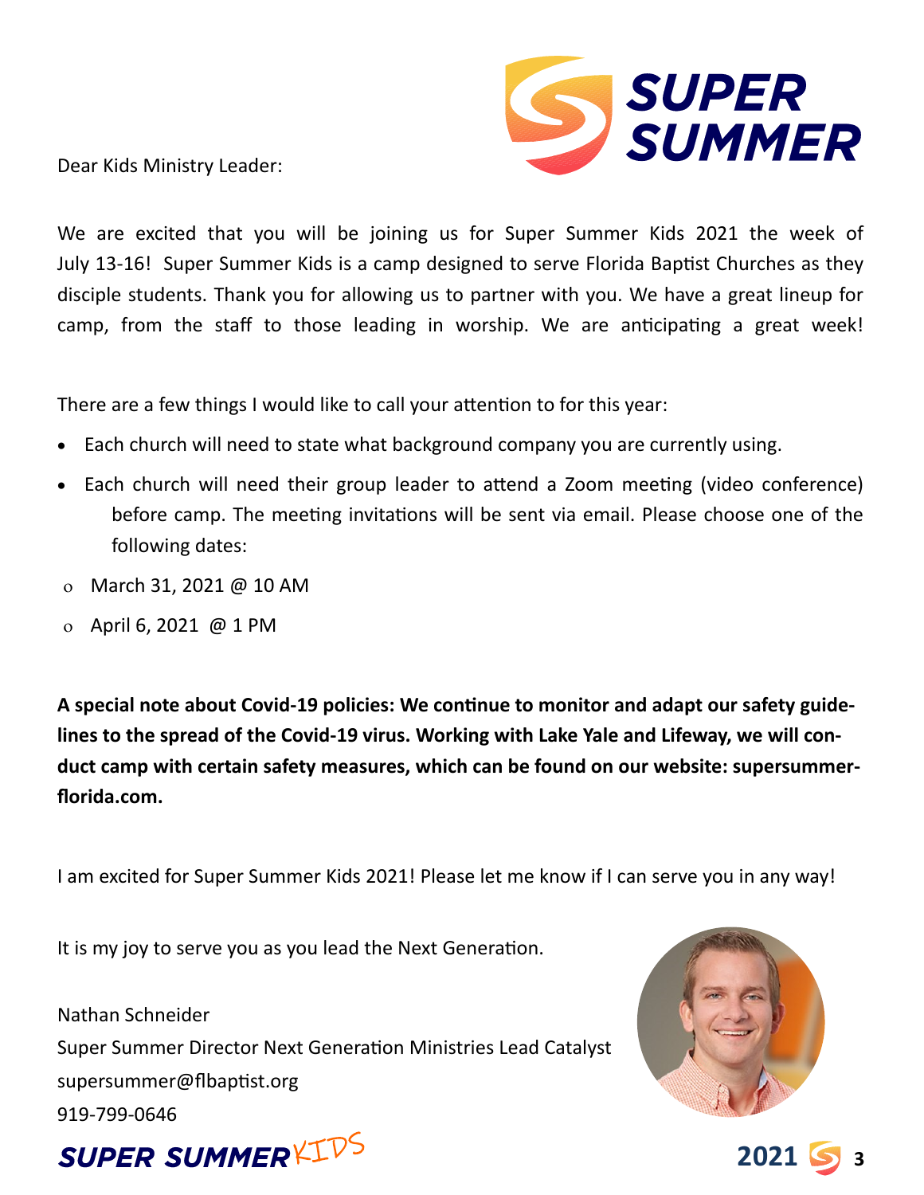Dear Kids Ministry Leader:

We are excited that you will be joining us for Super Summer Kids 2021 the week of July 13-16! Super Summer Kids is a camp designed to serve Florida Baptist Churches as they disciple students. Thank you for allowing us to partner with you. We have a great lineup for camp, from the staff to those leading in worship. We are anticipating a great week!

There are a few things I would like to call your attention to for this year:

- Each church will need to state what background company you are currently using.
- Each church will need their group leader to attend a Zoom meeting (video conference) before camp. The meeting invitations will be sent via email. Please choose one of the following dates:
  - March 31, 2021 @ 10 AM
  - April 6, 2021 @ 1 PM

**A special note about Covid-19 policies: We continue to monitor and adapt our safety guidelines to the spread of the Covid-19 virus. Working with Lake Yale and Lifeway, we will conduct camp with certain safety measures, which can be found on our website: supersummerflorida.com.**

I am excited for Super Summer Kids 2021! Please let me know if I can serve you in any way!

It is my joy to serve you as you lead the Next Generation.

Nathan Schneider
Super Summer Director Next Generation Ministries Lead Catalyst
supersummer@flbaptist.org
919-799-0646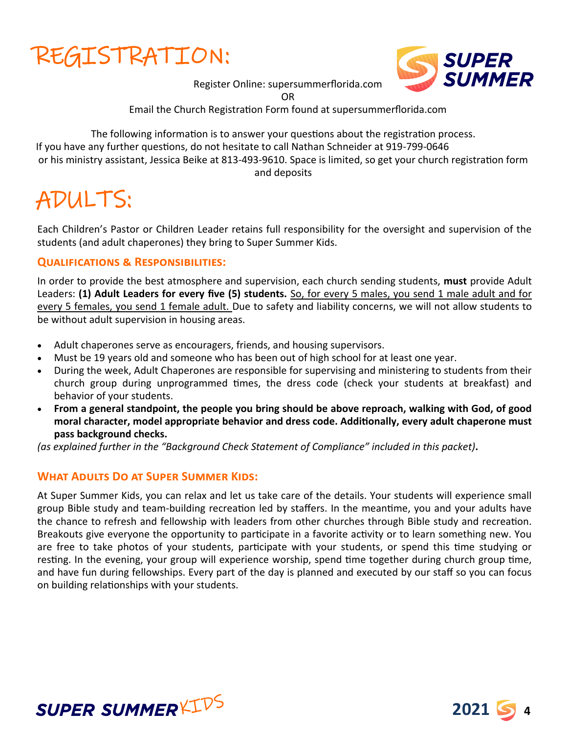# REGISTRATION:

Register Online: supersummerflorida.com

OR

Email the Church Registration Form found at supersummerflorida.com

The following information is to answer your questions about the registration process. If you have any further questions, do not hesitate to call Nathan Schneider at 919-799-0646 or his ministry assistant, Jessica Beike at 813-493-9610. Space is limited, so get your church registration form and deposits

# ADULTS:

Each Children's Pastor or Children Leader retains full responsibility for the oversight and supervision of the students (and adult chaperones) they bring to Super Summer Kids.

### Qualifications & Responsibilities:

In order to provide the best atmosphere and supervision, each church sending students, **must** provide Adult Leaders: **(1) Adult Leaders for every five (5) students.** So, for every 5 males, you send 1 male adult and for every 5 females, you send 1 female adult. Due to safety and liability concerns, we will not allow students to be without adult supervision in housing areas.

- Adult chaperones serve as encouragers, friends, and housing supervisors.
- Must be 19 years old and someone who has been out of high school for at least one year.
- During the week, Adult Chaperones are responsible for supervising and ministering to students from their church group during unprogrammed times, the dress code (check your students at breakfast) and behavior of your students.
- **From a general standpoint, the people you bring should be above reproach, walking with God, of good moral character, model appropriate behavior and dress code. Additionally, every adult chaperone must pass background checks.**

*(as explained further in the "Background Check Statement of Compliance" included in this packet)*.

### What Adults Do at Super Summer Kids:

At Super Summer Kids, you can relax and let us take care of the details. Your students will experience small group Bible study and team-building recreation led by staffers. In the meantime, you and your adults have the chance to refresh and fellowship with leaders from other churches through Bible study and recreation. Breakouts give everyone the opportunity to participate in a favorite activity or to learn something new. You are free to take photos of your students, participate with your students, or spend this time studying or resting. In the evening, your group will experience worship, spend time together during church group time, and have fun during fellowships. Every part of the day is planned and executed by our staff so you can focus on building relationships with your students.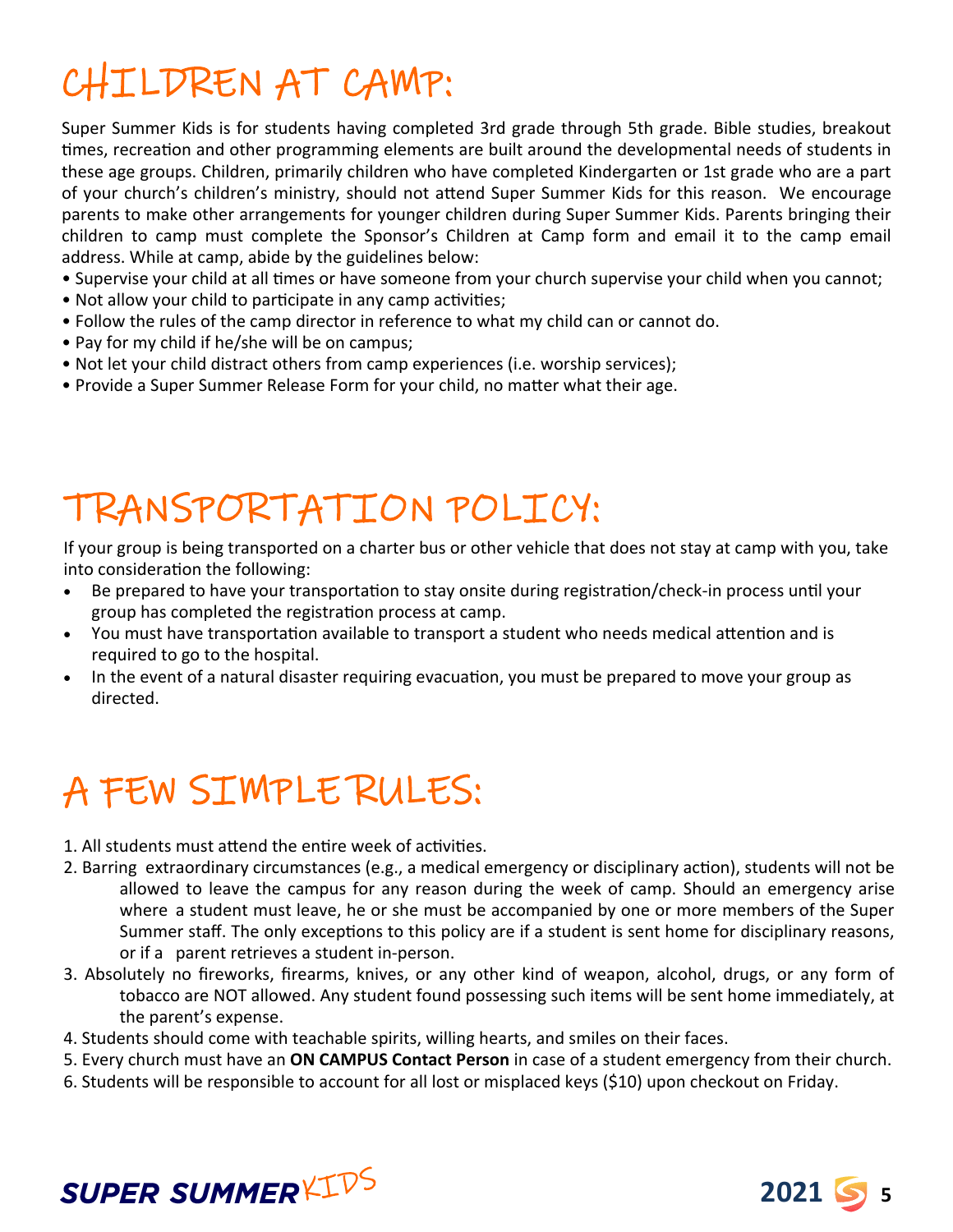# CHILDREN AT CAMP:

Super Summer Kids is for students having completed 3rd grade through 5th grade. Bible studies, breakout times, recreation and other programming elements are built around the developmental needs of students in these age groups. Children, primarily children who have completed Kindergarten or 1st grade who are a part of your church's children's ministry, should not attend Super Summer Kids for this reason. We encourage parents to make other arrangements for younger children during Super Summer Kids. Parents bringing their children to camp must complete the Sponsor's Children at Camp form and email it to the camp email address. While at camp, abide by the guidelines below:

- Supervise your child at all times or have someone from your church supervise your child when you cannot;
- Not allow your child to participate in any camp activities;
- Follow the rules of the camp director in reference to what my child can or cannot do.
- Pay for my child if he/she will be on campus;
- Not let your child distract others from camp experiences (i.e. worship services);
- Provide a Super Summer Release Form for your child, no matter what their age.

# TRANSPORTATION POLICY:

If your group is being transported on a charter bus or other vehicle that does not stay at camp with you, take into consideration the following:

- Be prepared to have your transportation to stay onsite during registration/check-in process until your group has completed the registration process at camp.
- You must have transportation available to transport a student who needs medical attention and is required to go to the hospital.
- In the event of a natural disaster requiring evacuation, you must be prepared to move your group as directed.

# A FEW SIMPLE RULES:

1. All students must attend the entire week of activities.
2. Barring extraordinary circumstances (e.g., a medical emergency or disciplinary action), students will not be allowed to leave the campus for any reason during the week of camp. Should an emergency arise where a student must leave, he or she must be accompanied by one or more members of the Super Summer staff. The only exceptions to this policy are if a student is sent home for disciplinary reasons, or if a parent retrieves a student in-person.
3. Absolutely no fireworks, firearms, knives, or any other kind of weapon, alcohol, drugs, or any form of tobacco are NOT allowed. Any student found possessing such items will be sent home immediately, at the parent's expense.
4. Students should come with teachable spirits, willing hearts, and smiles on their faces.
5. Every church must have an **ON CAMPUS Contact Person** in case of a student emergency from their church.
6. Students will be responsible to account for all lost or misplaced keys ($10) upon checkout on Friday.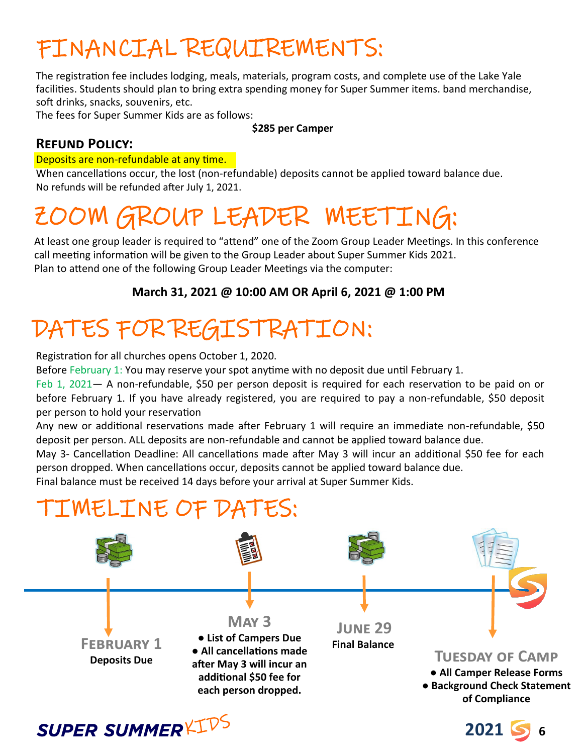# FINANCIAL REQUIREMENTS:

The registration fee includes lodging, meals, materials, program costs, and complete use of the Lake Yale facilities. Students should plan to bring extra spending money for Super Summer items. band merchandise, soft drinks, snacks, souvenirs, etc.

The fees for Super Summer Kids are as follows:

**$285 per Camper**

### REFUND POLICY:

Deposits are non-refundable at any time.

When cancellations occur, the lost (non-refundable) deposits cannot be applied toward balance due.

No refunds will be refunded after July 1, 2021.

# ZOOM GROUP LEADER MEETING:

At least one group leader is required to "attend" one of the Zoom Group Leader Meetings. In this conference call meeting information will be given to the Group Leader about Super Summer Kids 2021.

Plan to attend one of the following Group Leader Meetings via the computer:

**March 31, 2021 @ 10:00 AM OR April 6, 2021 @ 1:00 PM**

# DATES FOR REGISTRATION:

Registration for all churches opens October 1, 2020.

Before February 1: You may reserve your spot anytime with no deposit due until February 1.

Feb 1, 2021— A non-refundable, $50 per person deposit is required for each reservation to be paid on or before February 1. If you have already registered, you are required to pay a non-refundable, $50 deposit per person to hold your reservation

Any new or additional reservations made after February 1 will require an immediate non-refundable, $50 deposit per person. ALL deposits are non-refundable and cannot be applied toward balance due.

May 3- Cancellation Deadline: All cancellations made after May 3 will incur an additional $50 fee for each person dropped. When cancellations occur, deposits cannot be applied toward balance due.

Final balance must be received 14 days before your arrival at Super Summer Kids.

# TIMELINE OF DATES:

**FEBRUARY 1**
**Deposits Due**

**MAY 3**
- **List of Campers Due**
- **All cancellations made after May 3 will incur an additional $50 fee for each person dropped.**

**JUNE 29**
**Final Balance**

**TUESDAY OF CAMP**
- **All Camper Release Forms**
- **Background Check Statement of Compliance**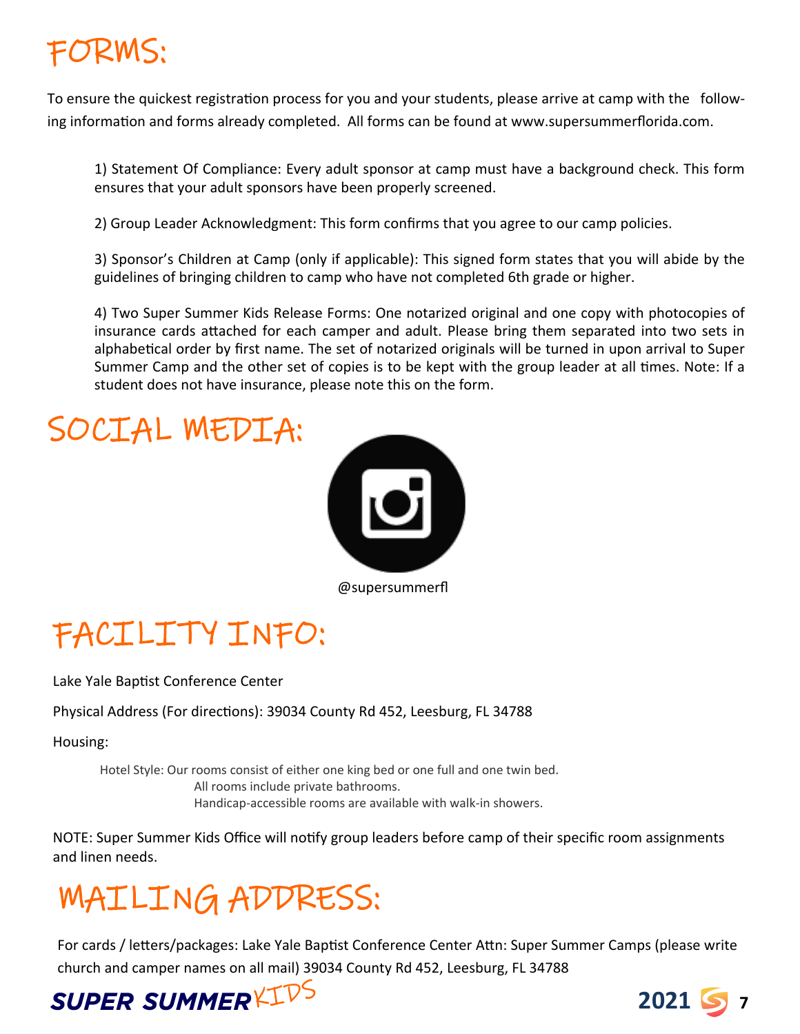# FORMS:

To ensure the quickest registration process for you and your students, please arrive at camp with the following information and forms already completed. All forms can be found at www.supersummerflorida.com.

1) Statement Of Compliance: Every adult sponsor at camp must have a background check. This form ensures that your adult sponsors have been properly screened.

2) Group Leader Acknowledgment: This form confirms that you agree to our camp policies.

3) Sponsor's Children at Camp (only if applicable): This signed form states that you will abide by the guidelines of bringing children to camp who have not completed 6th grade or higher.

4) Two Super Summer Kids Release Forms: One notarized original and one copy with photocopies of insurance cards attached for each camper and adult. Please bring them separated into two sets in alphabetical order by first name. The set of notarized originals will be turned in upon arrival to Super Summer Camp and the other set of copies is to be kept with the group leader at all times. Note: If a student does not have insurance, please note this on the form.

# SOCIAL MEDIA:

@supersummerfl

# FACILITY INFO:

Lake Yale Baptist Conference Center

Physical Address (For directions): 39034 County Rd 452, Leesburg, FL 34788

Housing:

Hotel Style: Our rooms consist of either one king bed or one full and one twin bed.
All rooms include private bathrooms.
Handicap-accessible rooms are available with walk-in showers.

NOTE: Super Summer Kids Office will notify group leaders before camp of their specific room assignments and linen needs.

# MAILING ADDRESS:

For cards / letters/packages: Lake Yale Baptist Conference Center Attn: Super Summer Camps (please write church and camper names on all mail) 39034 County Rd 452, Leesburg, FL 34788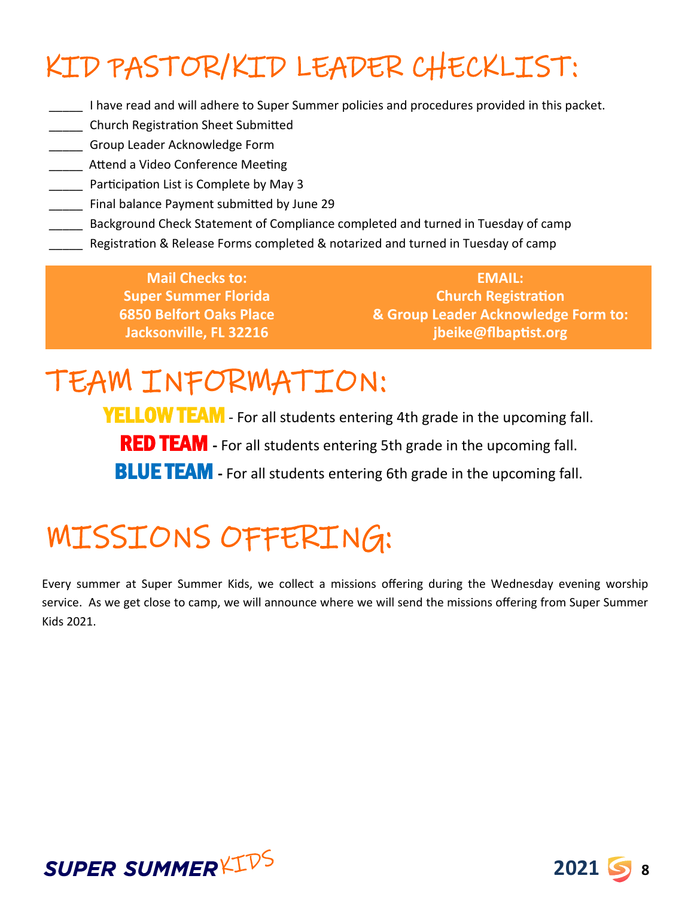# KID PASTOR/KID LEADER CHECKLIST:

_____ I have read and will adhere to Super Summer policies and procedures provided in this packet.
_____ Church Registration Sheet Submitted
_____ Group Leader Acknowledge Form
_____ Attend a Video Conference Meeting
_____ Participation List is Complete by May 3
_____ Final balance Payment submitted by June 29
_____ Background Check Statement of Compliance completed and turned in Tuesday of camp
_____ Registration & Release Forms completed & notarized and turned in Tuesday of camp

**Mail Checks to:**
**Super Summer Florida**
**6850 Belfort Oaks Place**
**Jacksonville, FL 32216**

**EMAIL:**
**Church Registration**
**& Group Leader Acknowledge Form to:**
**jbeike@flbaptist.org**

# TEAM INFORMATION:

**YELLOW TEAM** - For all students entering 4th grade in the upcoming fall.

**RED TEAM** - For all students entering 5th grade in the upcoming fall.

**BLUE TEAM** - For all students entering 6th grade in the upcoming fall.

# MISSIONS OFFERING:

Every summer at Super Summer Kids, we collect a missions offering during the Wednesday evening worship service. As we get close to camp, we will announce where we will send the missions offering from Super Summer Kids 2021.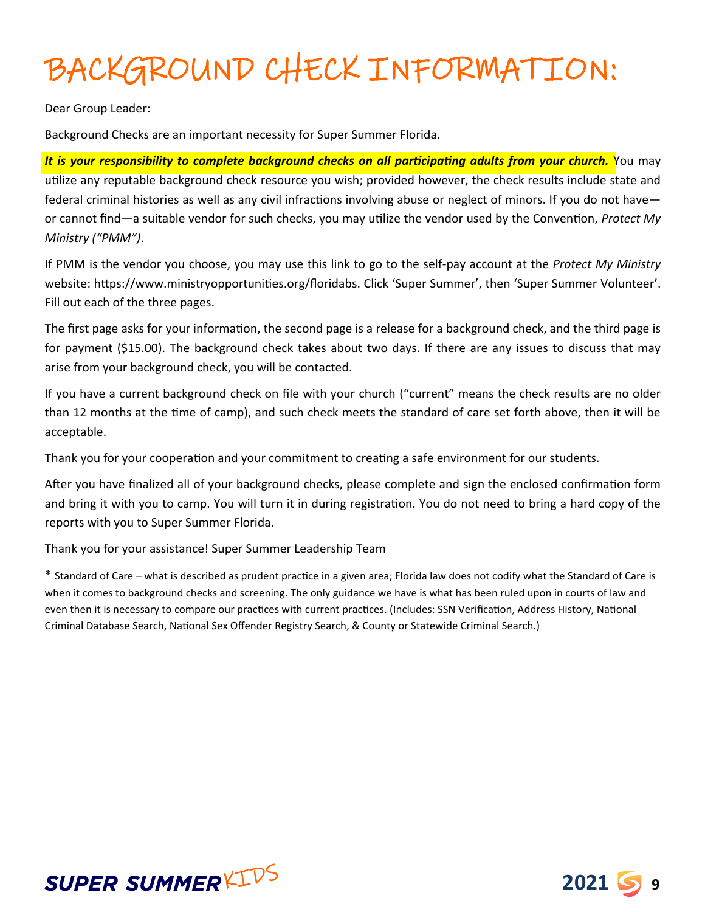# BACKGROUND CHECK INFORMATION:

Dear Group Leader:

Background Checks are an important necessity for Super Summer Florida.

***It is your responsibility to complete background checks on all participating adults from your church.*** You may utilize any reputable background check resource you wish; provided however, the check results include state and federal criminal histories as well as any civil infractions involving abuse or neglect of minors. If you do not have—or cannot find—a suitable vendor for such checks, you may utilize the vendor used by the Convention, *Protect My Ministry ("PMM")*.

If PMM is the vendor you choose, you may use this link to go to the self-pay account at the *Protect My Ministry* website: https://www.ministryopportunities.org/floridabs. Click 'Super Summer', then 'Super Summer Volunteer'. Fill out each of the three pages.

The first page asks for your information, the second page is a release for a background check, and the third page is for payment ($15.00). The background check takes about two days. If there are any issues to discuss that may arise from your background check, you will be contacted.

If you have a current background check on file with your church ("current" means the check results are no older than 12 months at the time of camp), and such check meets the standard of care set forth above, then it will be acceptable.

Thank you for your cooperation and your commitment to creating a safe environment for our students.

After you have finalized all of your background checks, please complete and sign the enclosed confirmation form and bring it with you to camp. You will turn it in during registration. You do not need to bring a hard copy of the reports with you to Super Summer Florida.

Thank you for your assistance! Super Summer Leadership Team

\* Standard of Care – what is described as prudent practice in a given area; Florida law does not codify what the Standard of Care is when it comes to background checks and screening. The only guidance we have is what has been ruled upon in courts of law and even then it is necessary to compare our practices with current practices. (Includes: SSN Verification, Address History, National Criminal Database Search, National Sex Offender Registry Search, & County or Statewide Criminal Search.)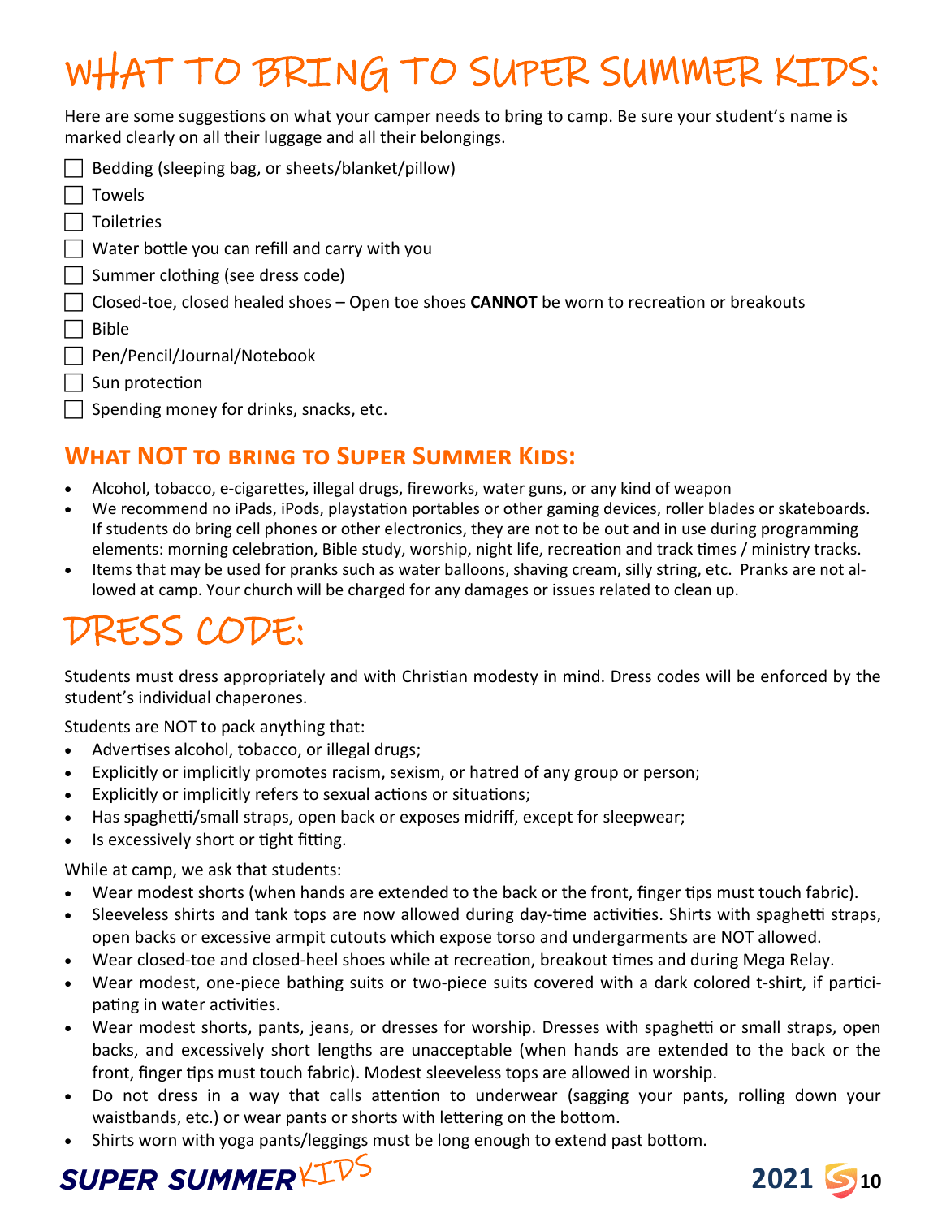# WHAT TO BRING TO SUPER SUMMER KIDS:

Here are some suggestions on what your camper needs to bring to camp. Be sure your student's name is marked clearly on all their luggage and all their belongings.

- [ ] Bedding (sleeping bag, or sheets/blanket/pillow)
- [ ] Towels
- [ ] Toiletries
- [ ] Water bottle you can refill and carry with you
- [ ] Summer clothing (see dress code)
- [ ] Closed-toe, closed healed shoes – Open toe shoes **CANNOT** be worn to recreation or breakouts
- [ ] Bible
- [ ] Pen/Pencil/Journal/Notebook
- [ ] Sun protection
- [ ] Spending money for drinks, snacks, etc.

## What NOT to bring to Super Summer Kids:

- Alcohol, tobacco, e-cigarettes, illegal drugs, fireworks, water guns, or any kind of weapon
- We recommend no iPads, iPods, playstation portables or other gaming devices, roller blades or skateboards. If students do bring cell phones or other electronics, they are not to be out and in use during programming elements: morning celebration, Bible study, worship, night life, recreation and track times / ministry tracks.
- Items that may be used for pranks such as water balloons, shaving cream, silly string, etc. Pranks are not allowed at camp. Your church will be charged for any damages or issues related to clean up.

# DRESS CODE:

Students must dress appropriately and with Christian modesty in mind. Dress codes will be enforced by the student's individual chaperones.

Students are NOT to pack anything that:

- Advertises alcohol, tobacco, or illegal drugs;
- Explicitly or implicitly promotes racism, sexism, or hatred of any group or person;
- Explicitly or implicitly refers to sexual actions or situations;
- Has spaghetti/small straps, open back or exposes midriff, except for sleepwear;
- Is excessively short or tight fitting.

While at camp, we ask that students:

- Wear modest shorts (when hands are extended to the back or the front, finger tips must touch fabric).
- Sleeveless shirts and tank tops are now allowed during day-time activities. Shirts with spaghetti straps, open backs or excessive armpit cutouts which expose torso and undergarments are NOT allowed.
- Wear closed-toe and closed-heel shoes while at recreation, breakout times and during Mega Relay.
- Wear modest, one-piece bathing suits or two-piece suits covered with a dark colored t-shirt, if participating in water activities.
- Wear modest shorts, pants, jeans, or dresses for worship. Dresses with spaghetti or small straps, open backs, and excessively short lengths are unacceptable (when hands are extended to the back or the front, finger tips must touch fabric). Modest sleeveless tops are allowed in worship.
- Do not dress in a way that calls attention to underwear (sagging your pants, rolling down your waistbands, etc.) or wear pants or shorts with lettering on the bottom.
- Shirts worn with yoga pants/leggings must be long enough to extend past bottom.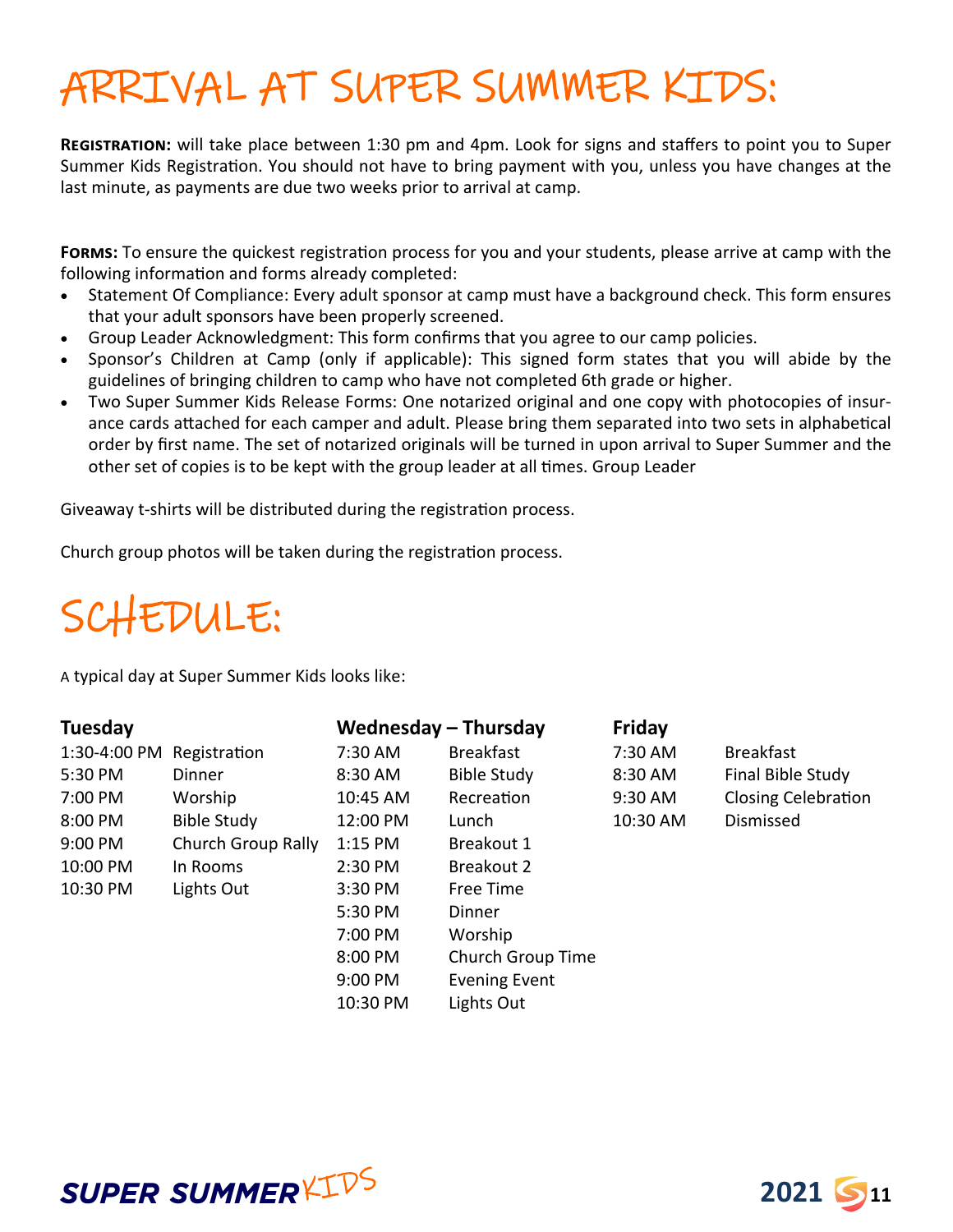# ARRIVAL AT SUPER SUMMER KIDS:

**Registration:** will take place between 1:30 pm and 4pm. Look for signs and staffers to point you to Super Summer Kids Registration. You should not have to bring payment with you, unless you have changes at the last minute, as payments are due two weeks prior to arrival at camp.

**Forms:** To ensure the quickest registration process for you and your students, please arrive at camp with the following information and forms already completed:

- Statement Of Compliance: Every adult sponsor at camp must have a background check. This form ensures that your adult sponsors have been properly screened.
- Group Leader Acknowledgment: This form confirms that you agree to our camp policies.
- Sponsor's Children at Camp (only if applicable): This signed form states that you will abide by the guidelines of bringing children to camp who have not completed 6th grade or higher.
- Two Super Summer Kids Release Forms: One notarized original and one copy with photocopies of insurance cards attached for each camper and adult. Please bring them separated into two sets in alphabetical order by first name. The set of notarized originals will be turned in upon arrival to Super Summer and the other set of copies is to be kept with the group leader at all times. Group Leader

Giveaway t-shirts will be distributed during the registration process.

Church group photos will be taken during the registration process.

# SCHEDULE:

A typical day at Super Summer Kids looks like:

**Tuesday**

| | |
|---|---|
| 1:30-4:00 PM | Registration |
| 5:30 PM | Dinner |
| 7:00 PM | Worship |
| 8:00 PM | Bible Study |
| 9:00 PM | Church Group Rally |
| 10:00 PM | In Rooms |
| 10:30 PM | Lights Out |

**Wednesday – Thursday**

| | |
|---|---|
| 7:30 AM | Breakfast |
| 8:30 AM | Bible Study |
| 10:45 AM | Recreation |
| 12:00 PM | Lunch |
| 1:15 PM | Breakout 1 |
| 2:30 PM | Breakout 2 |
| 3:30 PM | Free Time |
| 5:30 PM | Dinner |
| 7:00 PM | Worship |
| 8:00 PM | Church Group Time |
| 9:00 PM | Evening Event |
| 10:30 PM | Lights Out |

**Friday**

| | |
|---|---|
| 7:30 AM | Breakfast |
| 8:30 AM | Final Bible Study |
| 9:30 AM | Closing Celebration |
| 10:30 AM | Dismissed |